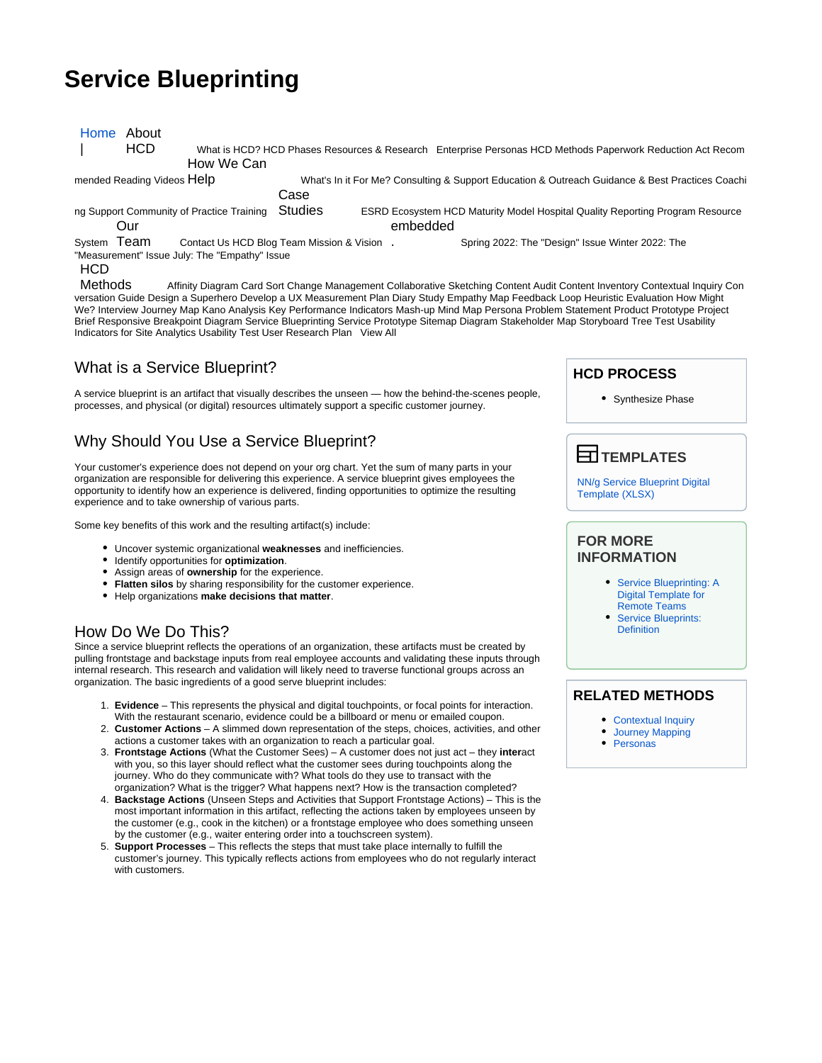# Service Blueprinting

Home | About HCD What is HCD? HCD Phases Resources & Research Enterprise Personas HCD Methods Paperwork Reduction Act Recommended Reading Videos How We Can Help What's In it For Me? Consulting & Support Education & Outreach Guidance & Best Practices Coaching Support Community of Practice Training Case Studies ESRD Ecosystem HCD Maturity Model Hospital Quality Reporting Program Resource System Our Team Contact Us HCD Blog Team Mission & Vision embedded . Spring 2022: The "Design" Issue Winter 2022: The "Measurement" Issue July: The "Empathy" Issue

HCD Methods Affinity Diagram Card Sort Change Management Collaborative Sketching Content Audit Content Inventory Contextual Inquiry Conversation Guide Design a Superhero Develop a UX Measurement Plan Diary Study Empathy Map Feedback Loop Heuristic Evaluation How Might We? Interview Journey Map Kano Analysis Key Performance Indicators Mash-up Mind Map Persona Problem Statement Product Prototype Project Brief Responsive Breakpoint Diagram Service Blueprinting Service Prototype Sitemap Diagram Stakeholder Map Storyboard Tree Test Usability Indicators for Site Analytics Usability Test User Research Plan View All

## What is a Service Blueprint?

A service blueprint is an artifact that visually describes the unseen — how the behind-the-scenes people, processes, and physical (or digital) resources ultimately support a specific customer journey.

## Why Should You Use a Service Blueprint?

Your customer's experience does not depend on your org chart. Yet the sum of many parts in your organization are responsible for delivering this experience. A service blueprint gives employees the opportunity to identify how an experience is delivered, finding opportunities to optimize the resulting experience and to take ownership of various parts.

Some key benefits of this work and the resulting artifact(s) include:

- Uncover systemic organizational **weaknesses** and inefficiencies.
- Identify opportunities for **optimization**.
- Assign areas of **ownership** for the experience.
- **Flatten silos** by sharing responsibility for the customer experience.
- Help organizations **make decisions that matter**.

## How Do We Do This?

Since a service blueprint reflects the operations of an organization, these artifacts must be created by pulling frontstage and backstage inputs from real employee accounts and validating these inputs through internal research. This research and validation will likely need to traverse functional groups across an organization. The basic ingredients of a good serve blueprint includes:

1. **Evidence** – This represents the physical and digital touchpoints, or focal points for interaction. With the restaurant scenario, evidence could be a billboard or menu or emailed coupon.
2. **Customer Actions** – A slimmed down representation of the steps, choices, activities, and other actions a customer takes with an organization to reach a particular goal.
3. **Frontstage Actions** (What the Customer Sees) – A customer does not just act – they **inter**act with you, so this layer should reflect what the customer sees during touchpoints along the journey. Who do they communicate with? What tools do they use to transact with the organization? What is the trigger? What happens next? How is the transaction completed?
4. **Backstage Actions** (Unseen Steps and Activities that Support Frontstage Actions) – This is the most important information in this artifact, reflecting the actions taken by employees unseen by the customer (e.g., cook in the kitchen) or a frontstage employee who does something unseen by the customer (e.g., waiter entering order into a touchscreen system).
5. **Support Processes** – This reflects the steps that must take place internally to fulfill the customer's journey. This typically reflects actions from employees who do not regularly interact with customers.

### HCD PROCESS

- Synthesize Phase

### TEMPLATES

NN/g Service Blueprint Digital Template (XLSX)

### FOR MORE INFORMATION

- Service Blueprinting: A Digital Template for Remote Teams
- Service Blueprints: Definition

### RELATED METHODS

- Contextual Inquiry
- Journey Mapping
- Personas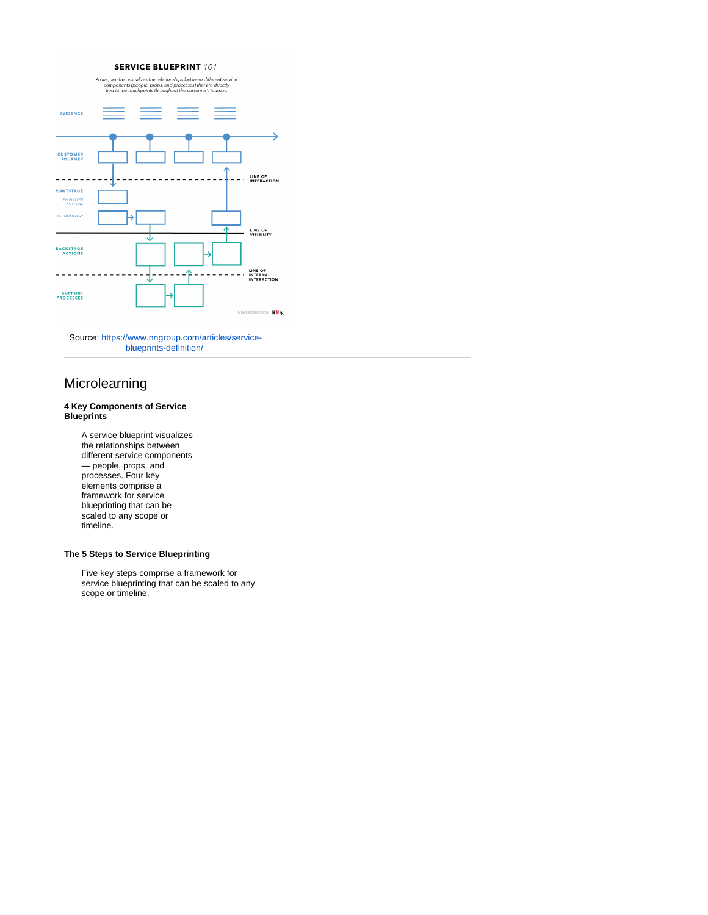SERVICE BLUEPRINT 101

A diagram that visualizes the relationships between different service components (people, props, and processes) that are directly tied to the touchpoints throughout the customer's journey.

EVIDENCE

CUSTOMER JOURNEY

LINE OF INTERACTION

FRONTSTAGE

EMPLOYEE ACTIONS

TECHNOLOGY

LINE OF VISIBILITY

BACKSTAGE ACTIONS

LINE OF INTERNAL INTERACTION

SUPPORT PROCESSES

NNGROUP.COM NN/g

Source: https://www.nngroup.com/articles/service-blueprints-definition/

## Microlearning

**4 Key Components of Service Blueprints**

A service blueprint visualizes the relationships between different service components — people, props, and processes. Four key elements comprise a framework for service blueprinting that can be scaled to any scope or timeline.

**The 5 Steps to Service Blueprinting**

Five key steps comprise a framework for service blueprinting that can be scaled to any scope or timeline.